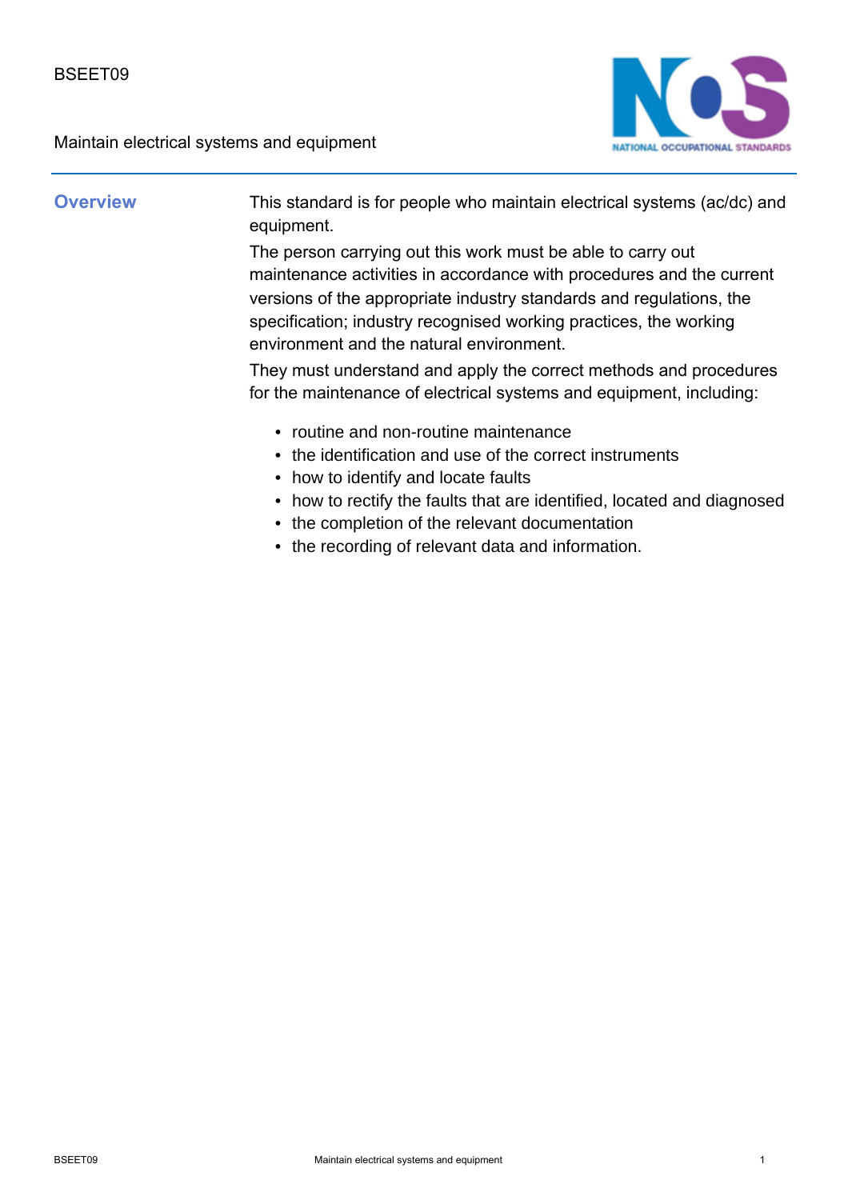BSEET09

# Maintain electrical systems and equipment

## Overview

This standard is for people who maintain electrical systems (ac/dc) and equipment.

The person carrying out this work must be able to carry out maintenance activities in accordance with procedures and the current versions of the appropriate industry standards and regulations, the specification; industry recognised working practices, the working environment and the natural environment.

They must understand and apply the correct methods and procedures for the maintenance of electrical systems and equipment, including:

- routine and non-routine maintenance
- the identification and use of the correct instruments
- how to identify and locate faults
- how to rectify the faults that are identified, located and diagnosed
- the completion of the relevant documentation
- the recording of relevant data and information.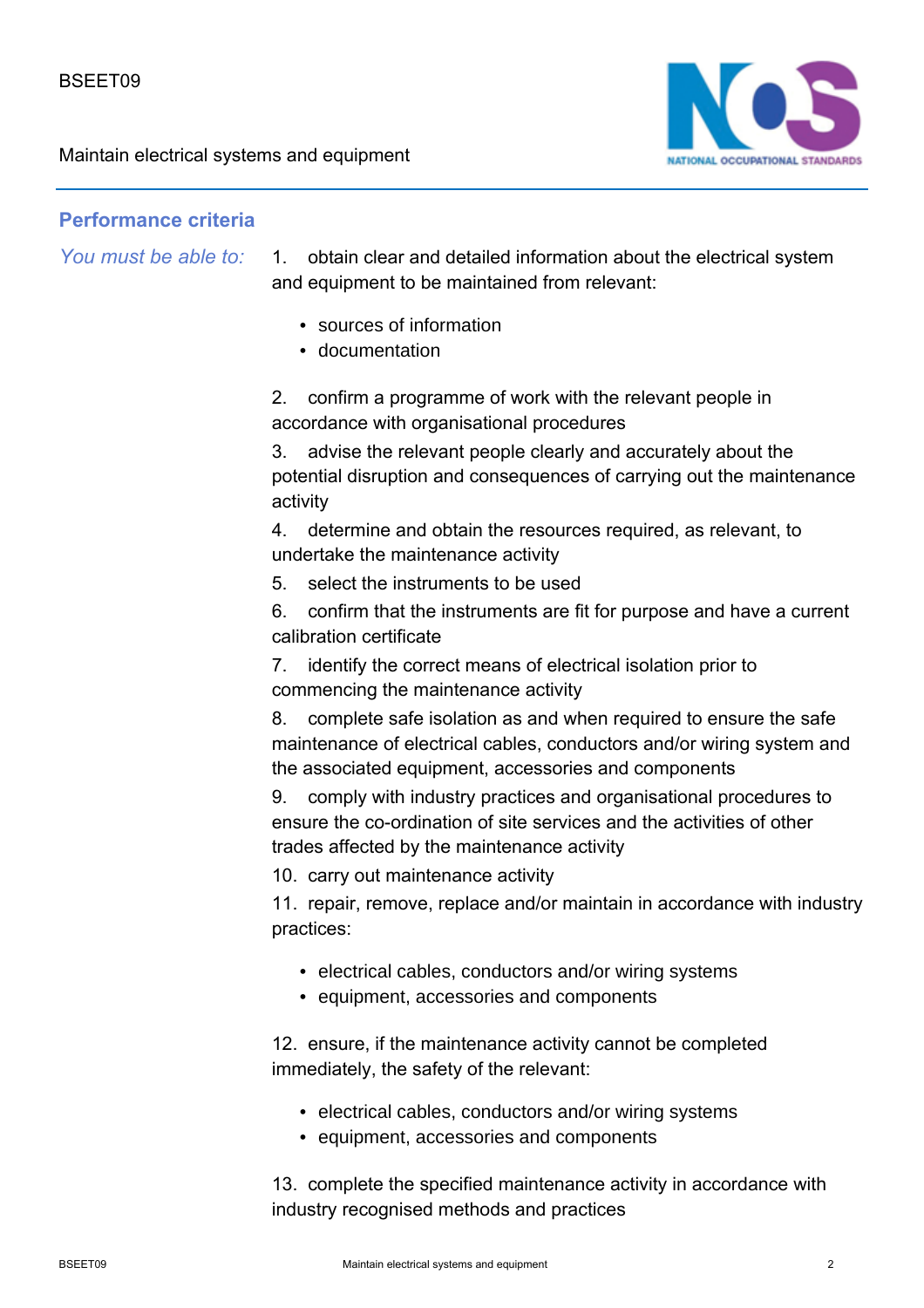## Performance criteria

*You must be able to:*

1. obtain clear and detailed information about the electrical system and equipment to be maintained from relevant:
   - sources of information
   - documentation
2. confirm a programme of work with the relevant people in accordance with organisational procedures
3. advise the relevant people clearly and accurately about the potential disruption and consequences of carrying out the maintenance activity
4. determine and obtain the resources required, as relevant, to undertake the maintenance activity
5. select the instruments to be used
6. confirm that the instruments are fit for purpose and have a current calibration certificate
7. identify the correct means of electrical isolation prior to commencing the maintenance activity
8. complete safe isolation as and when required to ensure the safe maintenance of electrical cables, conductors and/or wiring system and the associated equipment, accessories and components
9. comply with industry practices and organisational procedures to ensure the co-ordination of site services and the activities of other trades affected by the maintenance activity
10. carry out maintenance activity
11. repair, remove, replace and/or maintain in accordance with industry practices:
    - electrical cables, conductors and/or wiring systems
    - equipment, accessories and components
12. ensure, if the maintenance activity cannot be completed immediately, the safety of the relevant:
    - electrical cables, conductors and/or wiring systems
    - equipment, accessories and components
13. complete the specified maintenance activity in accordance with industry recognised methods and practices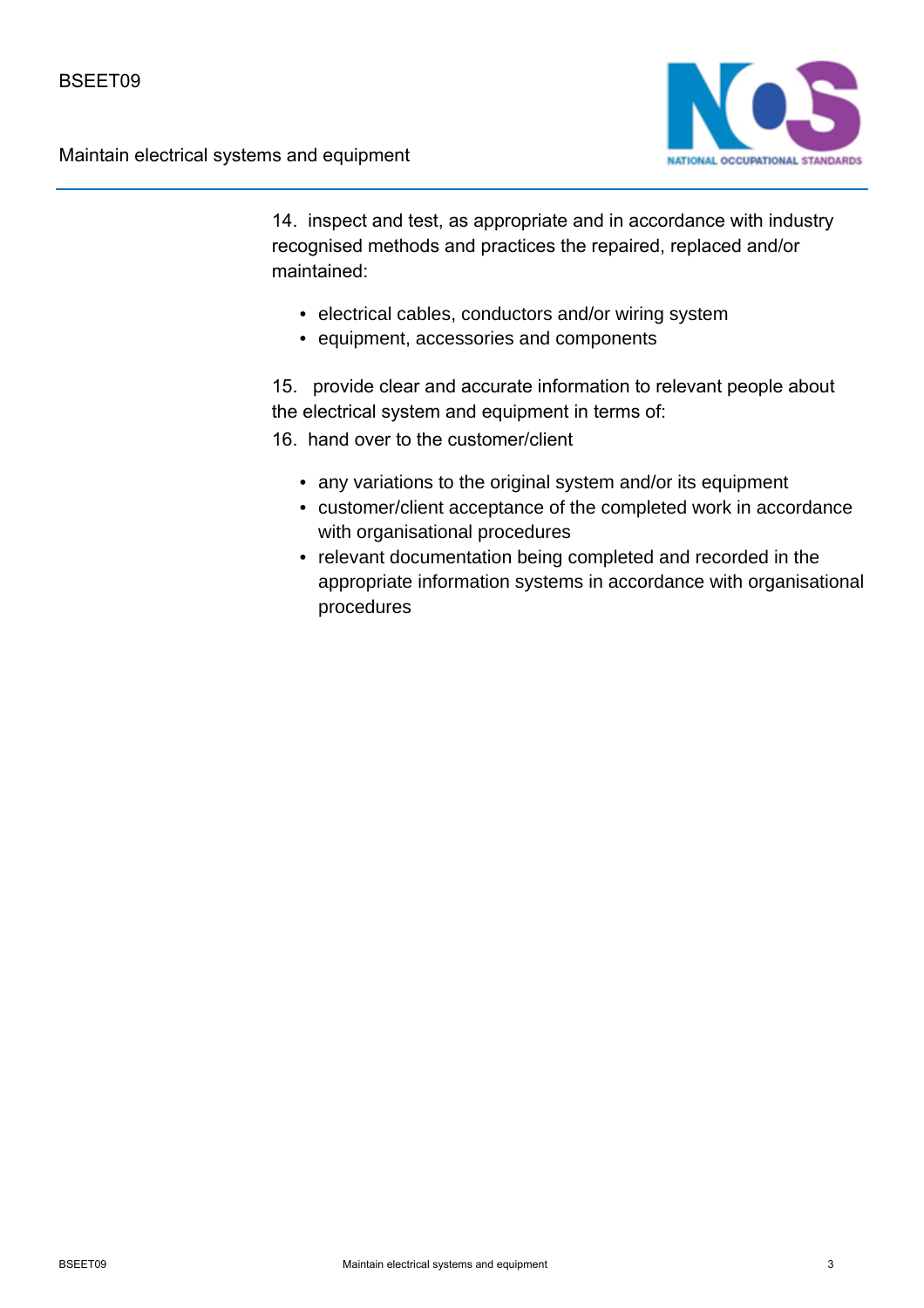14. inspect and test, as appropriate and in accordance with industry recognised methods and practices the repaired, replaced and/or maintained:

- electrical cables, conductors and/or wiring system
- equipment, accessories and components

15. provide clear and accurate information to relevant people about the electrical system and equipment in terms of:

16. hand over to the customer/client

- any variations to the original system and/or its equipment
- customer/client acceptance of the completed work in accordance with organisational procedures
- relevant documentation being completed and recorded in the appropriate information systems in accordance with organisational procedures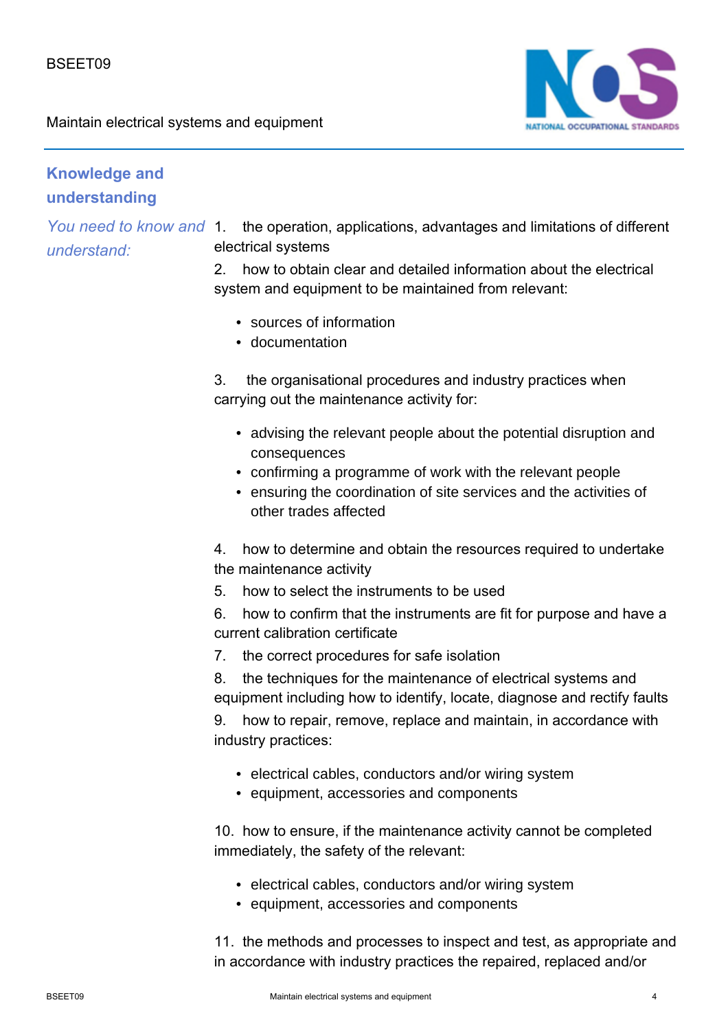## Knowledge and understanding

*You need to know and understand:*

1. the operation, applications, advantages and limitations of different electrical systems
2. how to obtain clear and detailed information about the electrical system and equipment to be maintained from relevant:
    - sources of information
    - documentation
3. the organisational procedures and industry practices when carrying out the maintenance activity for:
    - advising the relevant people about the potential disruption and consequences
    - confirming a programme of work with the relevant people
    - ensuring the coordination of site services and the activities of other trades affected
4. how to determine and obtain the resources required to undertake the maintenance activity
5. how to select the instruments to be used
6. how to confirm that the instruments are fit for purpose and have a current calibration certificate
7. the correct procedures for safe isolation
8. the techniques for the maintenance of electrical systems and equipment including how to identify, locate, diagnose and rectify faults
9. how to repair, remove, replace and maintain, in accordance with industry practices:
    - electrical cables, conductors and/or wiring system
    - equipment, accessories and components
10. how to ensure, if the maintenance activity cannot be completed immediately, the safety of the relevant:
    - electrical cables, conductors and/or wiring system
    - equipment, accessories and components
11. the methods and processes to inspect and test, as appropriate and in accordance with industry practices the repaired, replaced and/or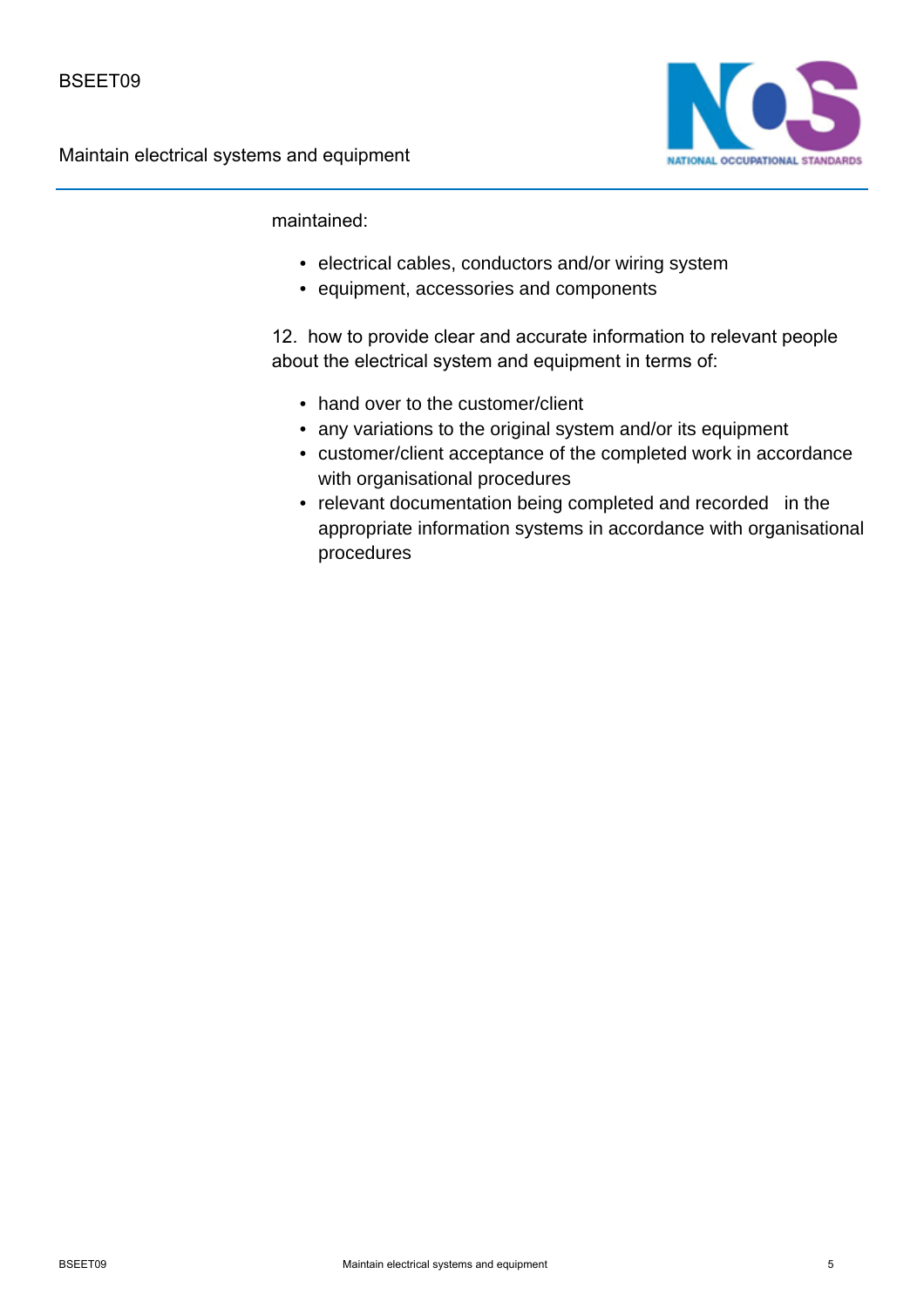maintained:

- electrical cables, conductors and/or wiring system
- equipment, accessories and components

12. how to provide clear and accurate information to relevant people about the electrical system and equipment in terms of:

- hand over to the customer/client
- any variations to the original system and/or its equipment
- customer/client acceptance of the completed work in accordance with organisational procedures
- relevant documentation being completed and recorded in the appropriate information systems in accordance with organisational procedures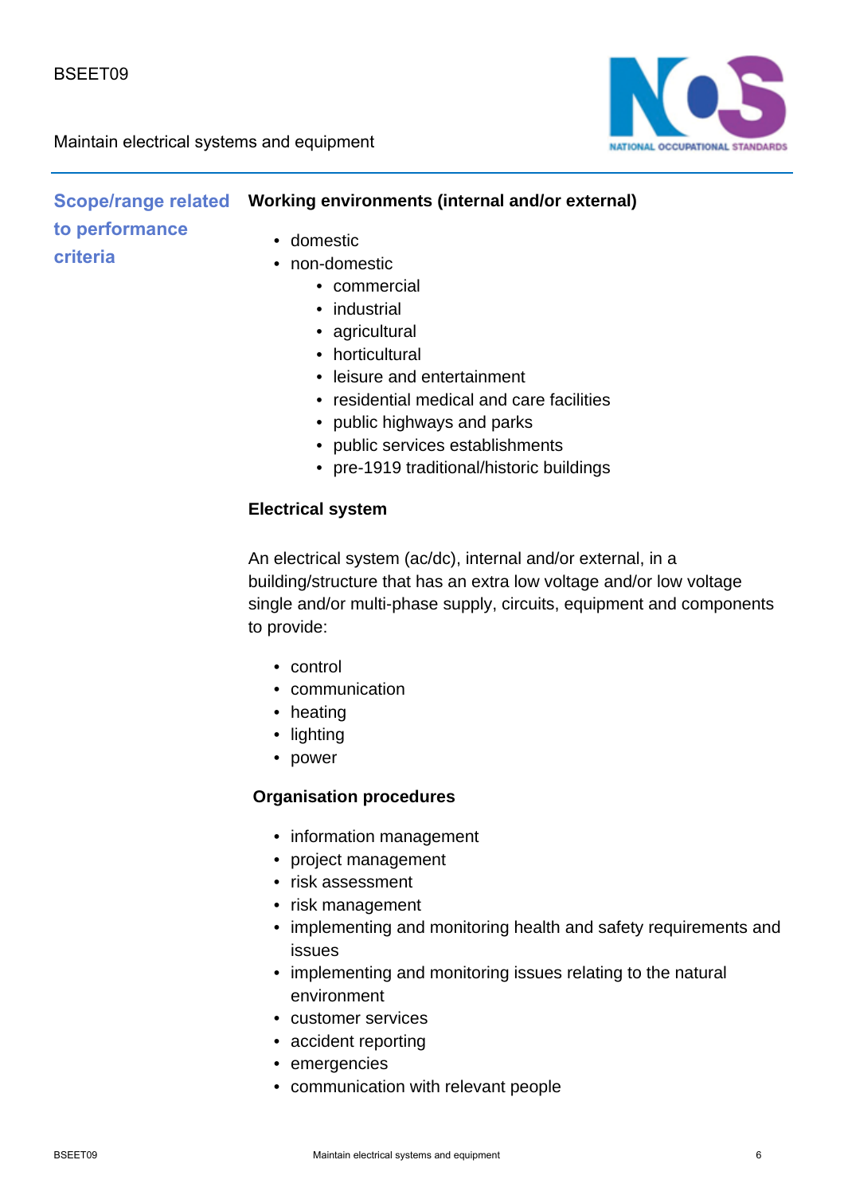## Scope/range related to performance criteria

**Working environments (internal and/or external)**

- domestic
- non-domestic
  - commercial
  - industrial
  - agricultural
  - horticultural
  - leisure and entertainment
  - residential medical and care facilities
  - public highways and parks
  - public services establishments
  - pre-1919 traditional/historic buildings

**Electrical system**

An electrical system (ac/dc), internal and/or external, in a building/structure that has an extra low voltage and/or low voltage single and/or multi-phase supply, circuits, equipment and components to provide:

- control
- communication
- heating
- lighting
- power

**Organisation procedures**

- information management
- project management
- risk assessment
- risk management
- implementing and monitoring health and safety requirements and issues
- implementing and monitoring issues relating to the natural environment
- customer services
- accident reporting
- emergencies
- communication with relevant people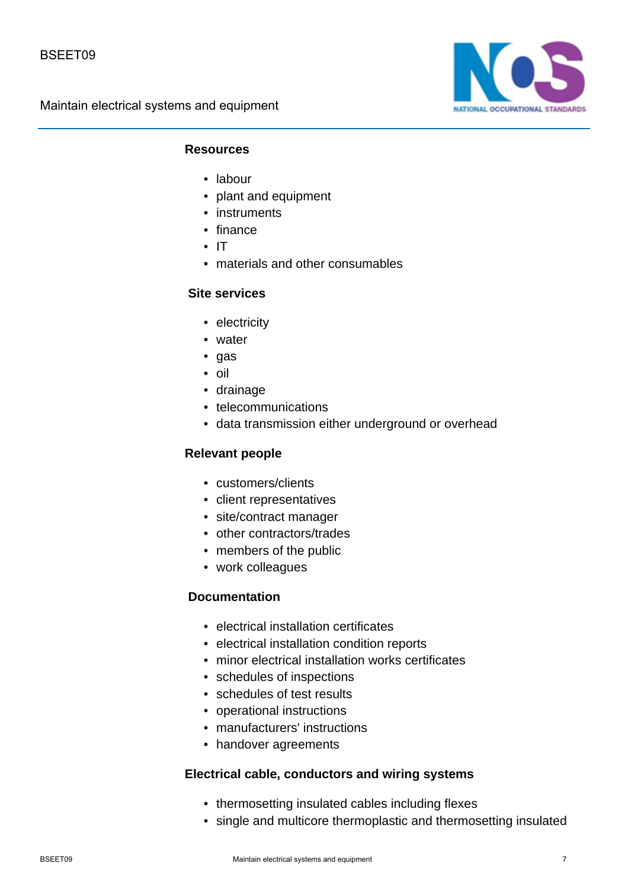### Resources

- labour
- plant and equipment
- instruments
- finance
- IT
- materials and other consumables

### Site services

- electricity
- water
- gas
- oil
- drainage
- telecommunications
- data transmission either underground or overhead

### Relevant people

- customers/clients
- client representatives
- site/contract manager
- other contractors/trades
- members of the public
- work colleagues

### Documentation

- electrical installation certificates
- electrical installation condition reports
- minor electrical installation works certificates
- schedules of inspections
- schedules of test results
- operational instructions
- manufacturers' instructions
- handover agreements

### Electrical cable, conductors and wiring systems

- thermosetting insulated cables including flexes
- single and multicore thermoplastic and thermosetting insulated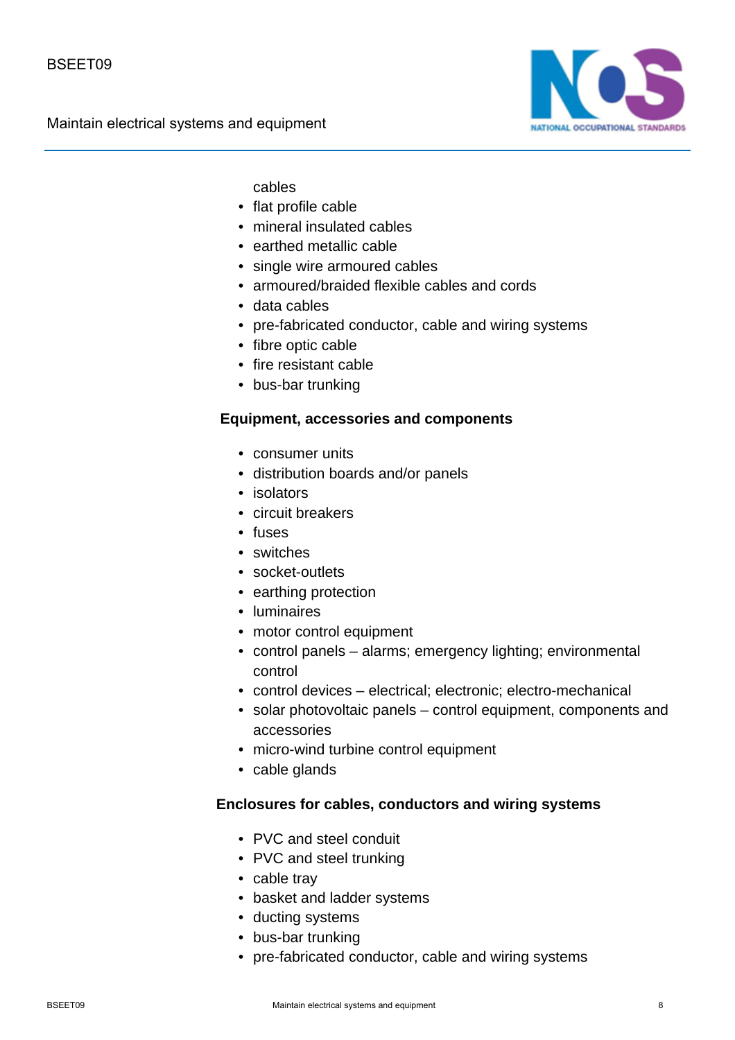cables

- flat profile cable
- mineral insulated cables
- earthed metallic cable
- single wire armoured cables
- armoured/braided flexible cables and cords
- data cables
- pre-fabricated conductor, cable and wiring systems
- fibre optic cable
- fire resistant cable
- bus-bar trunking

**Equipment, accessories and components**

- consumer units
- distribution boards and/or panels
- isolators
- circuit breakers
- fuses
- switches
- socket-outlets
- earthing protection
- luminaires
- motor control equipment
- control panels – alarms; emergency lighting; environmental control
- control devices – electrical; electronic; electro-mechanical
- solar photovoltaic panels – control equipment, components and accessories
- micro-wind turbine control equipment
- cable glands

**Enclosures for cables, conductors and wiring systems**

- PVC and steel conduit
- PVC and steel trunking
- cable tray
- basket and ladder systems
- ducting systems
- bus-bar trunking
- pre-fabricated conductor, cable and wiring systems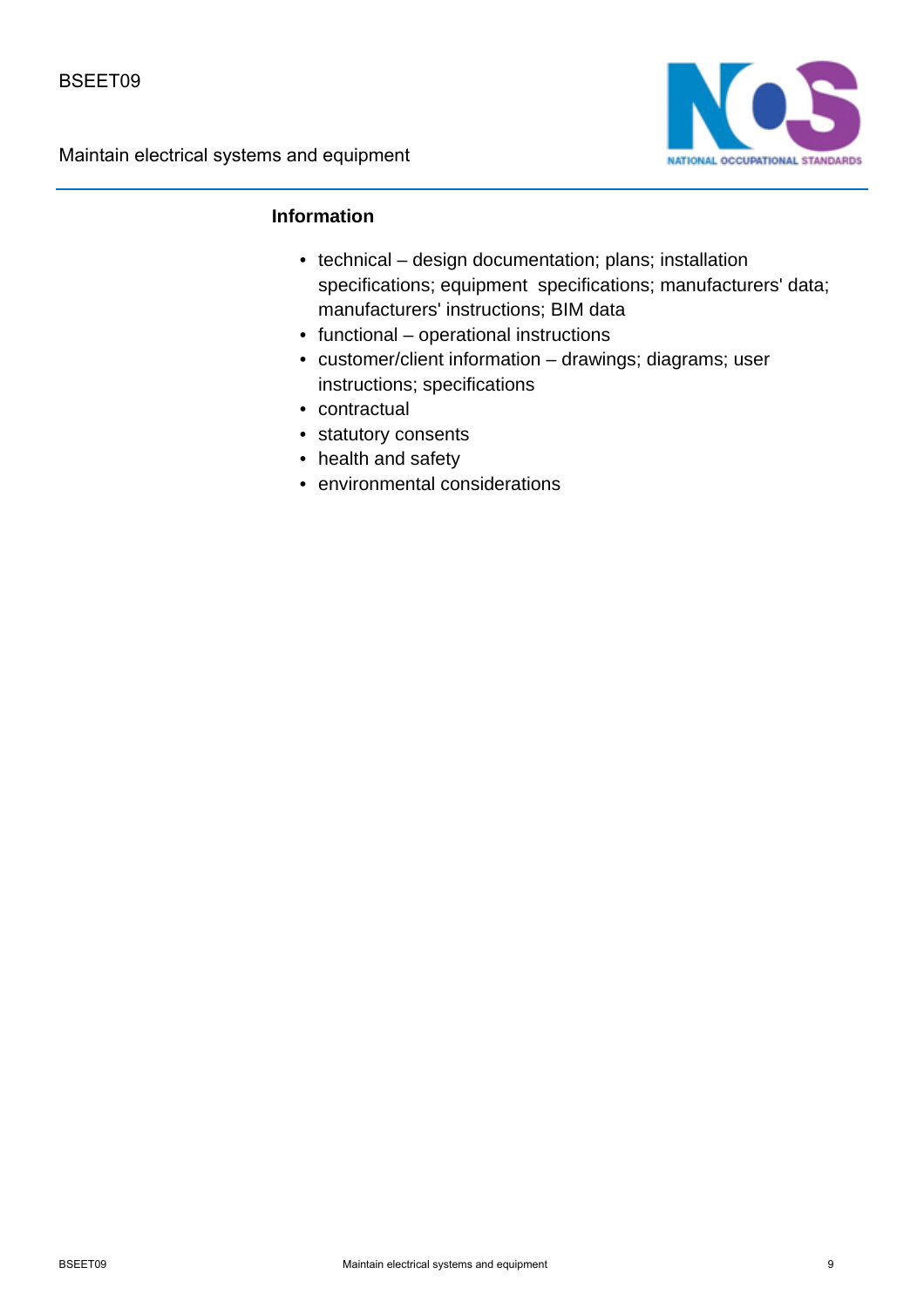**Information**

- technical – design documentation; plans; installation specifications; equipment specifications; manufacturers' data; manufacturers' instructions; BIM data
- functional – operational instructions
- customer/client information – drawings; diagrams; user instructions; specifications
- contractual
- statutory consents
- health and safety
- environmental considerations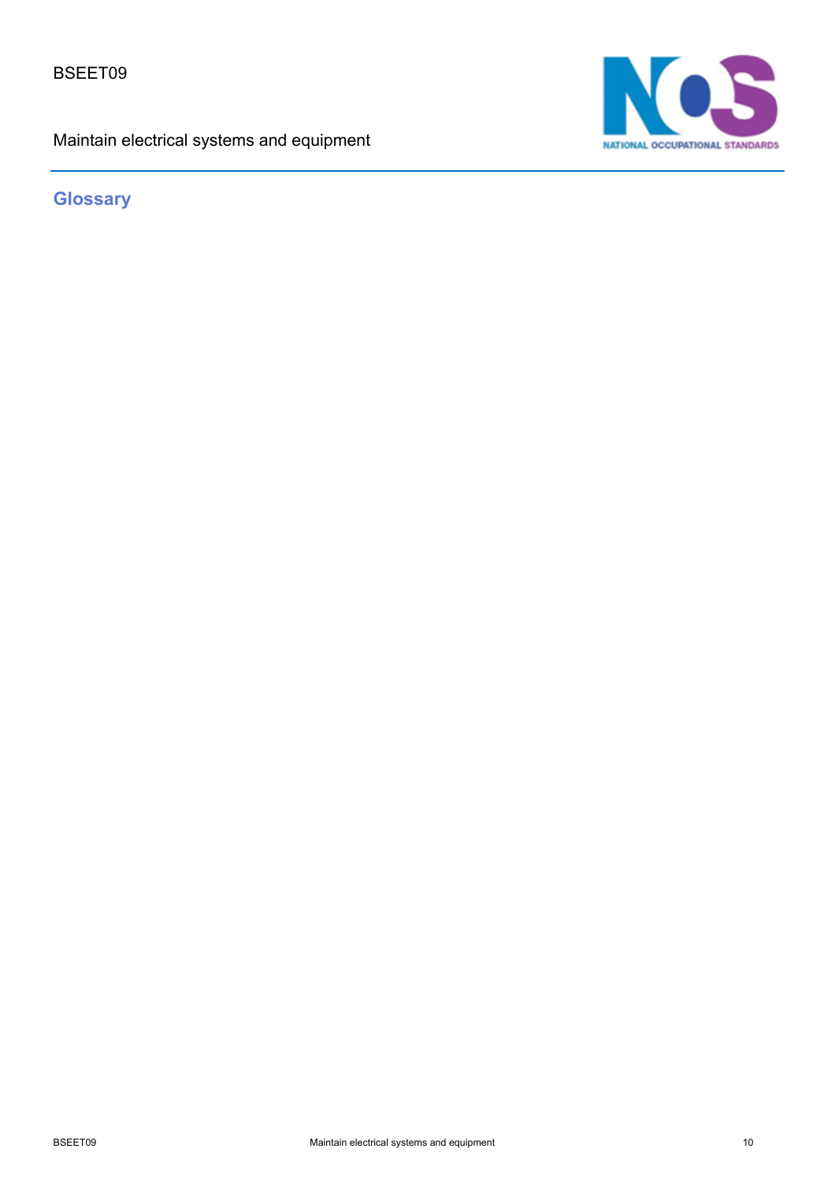## Glossary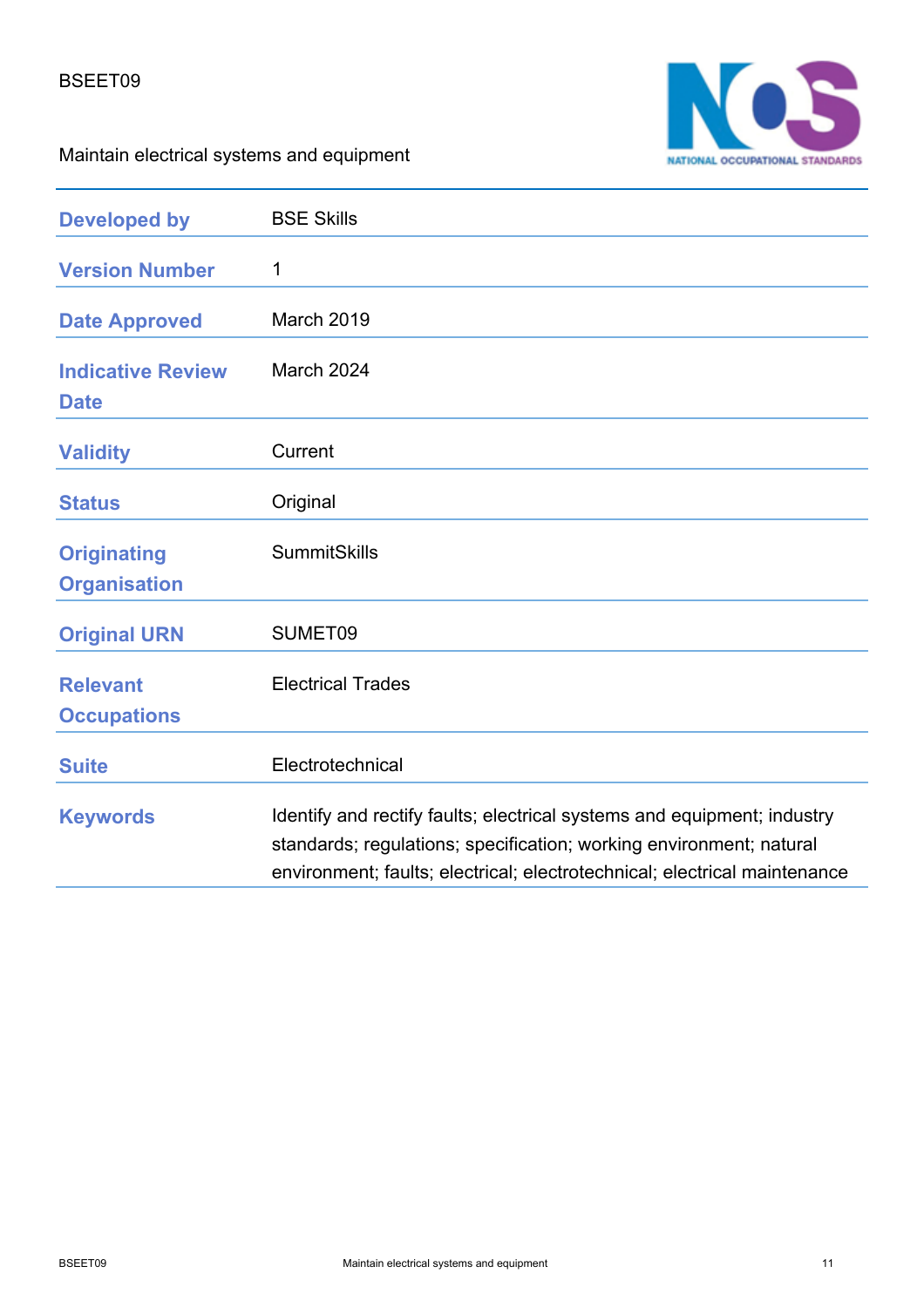BSEET09

Maintain electrical systems and equipment

| | |
|---|---|
| **Developed by** | BSE Skills |
| **Version Number** | 1 |
| **Date Approved** | March 2019 |
| **Indicative Review Date** | March 2024 |
| **Validity** | Current |
| **Status** | Original |
| **Originating Organisation** | SummitSkills |
| **Original URN** | SUMET09 |
| **Relevant Occupations** | Electrical Trades |
| **Suite** | Electrotechnical |
| **Keywords** | Identify and rectify faults; electrical systems and equipment; industry standards; regulations; specification; working environment; natural environment; faults; electrical; electrotechnical; electrical maintenance |